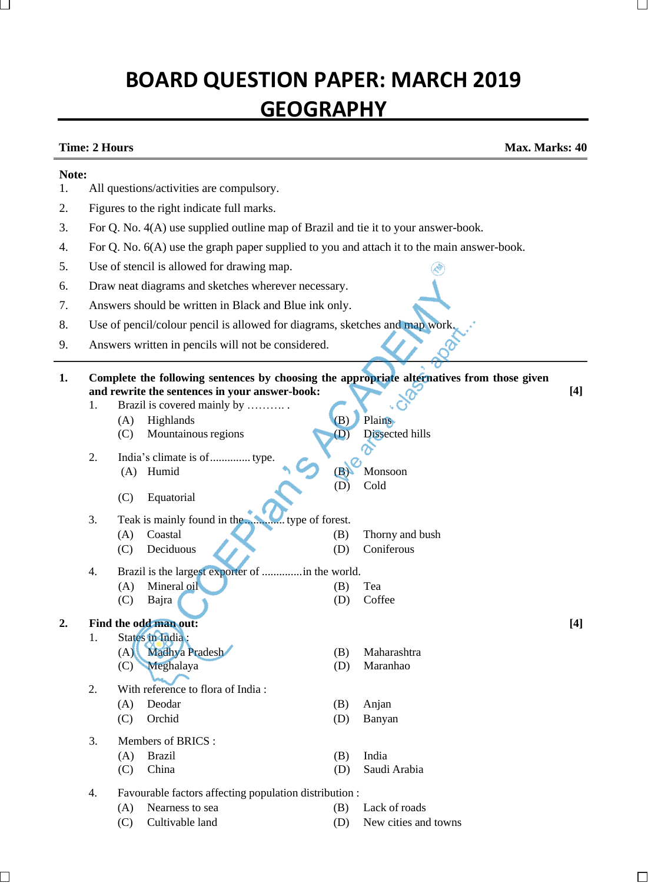# BOARD QUESTION PAPER: MARCH 2019
# GEOGRAPHY

**Time: 2 Hours** **Max. Marks: 40**

**Note:**

1. All questions/activities are compulsory.
2. Figures to the right indicate full marks.
3. For Q. No. 4(A) use supplied outline map of Brazil and tie it to your answer-book.
4. For Q. No. 6(A) use the graph paper supplied to you and attach it to the main answer-book.
5. Use of stencil is allowed for drawing map.
6. Draw neat diagrams and sketches wherever necessary.
7. Answers should be written in Black and Blue ink only.
8. Use of pencil/colour pencil is allowed for diagrams, sketches and map work.
9. Answers written in pencils will not be considered.

---

**1. Complete the following sentences by choosing the appropriate alternatives from those given and rewrite the sentences in your answer-book:** **[4]**

1. Brazil is covered mainly by ………. .
   - (A) Highlands
   - (B) Plains
   - (C) Mountainous regions
   - (D) Dissected hills

2. India's climate is of............. type.
   - (A) Humid
   - (B) Monsoon
   - (C) Equatorial
   - (D) Cold

3. Teak is mainly found in the............. type of forest.
   - (A) Coastal
   - (B) Thorny and bush
   - (C) Deciduous
   - (D) Coniferous

4. Brazil is the largest exporter of .............in the world.
   - (A) Mineral oil
   - (B) Tea
   - (C) Bajra
   - (D) Coffee

**2. Find the odd man out:** **[4]**

1. States in India :
   - (A) Madhya Pradesh
   - (B) Maharashtra
   - (C) Meghalaya
   - (D) Maranhao

2. With reference to flora of India :
   - (A) Deodar
   - (B) Anjan
   - (C) Orchid
   - (D) Banyan

3. Members of BRICS :
   - (A) Brazil
   - (B) India
   - (C) China
   - (D) Saudi Arabia

4. Favourable factors affecting population distribution :
   - (A) Nearness to sea
   - (B) Lack of roads
   - (C) Cultivable land
   - (D) New cities and towns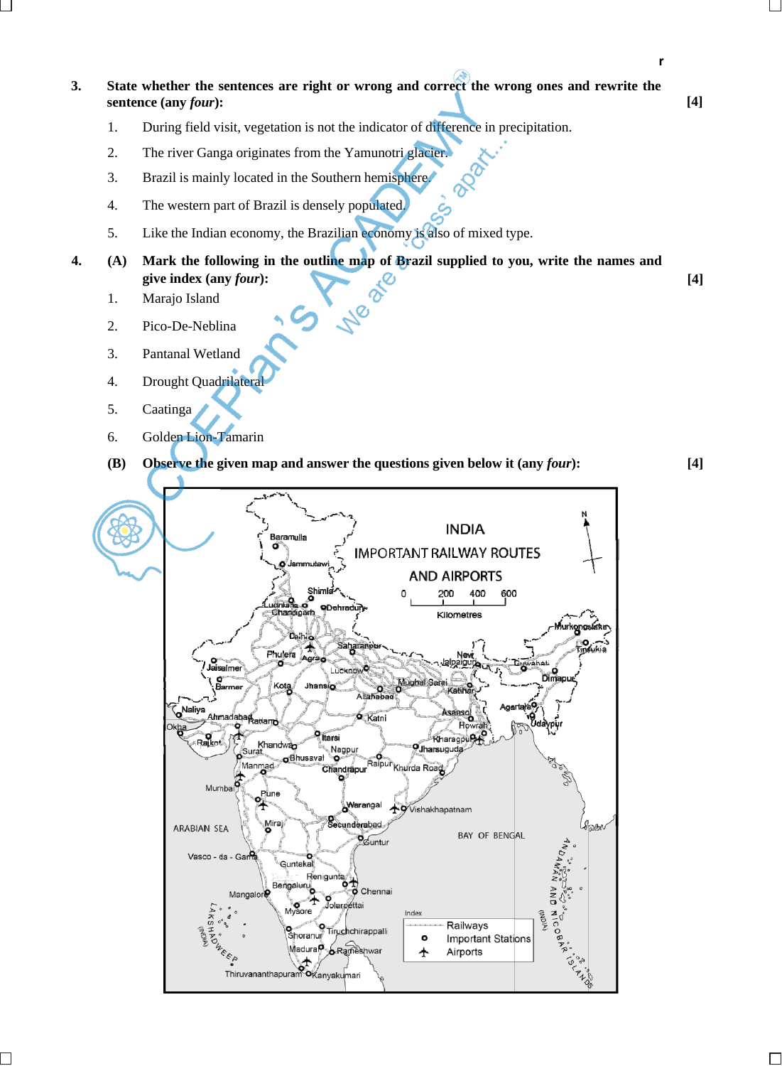**3.** **State whether the sentences are right or wrong and correct the wrong ones and rewrite the sentence (any *four*):** **[4]**

1. During field visit, vegetation is not the indicator of difference in precipitation.
2. The river Ganga originates from the Yamunotri glacier.
3. Brazil is mainly located in the Southern hemisphere.
4. The western part of Brazil is densely populated.
5. Like the Indian economy, the Brazilian economy is also of mixed type.

**4.** **(A)** **Mark the following in the outline map of Brazil supplied to you, write the names and give index (any *four*):** **[4]**

1. Marajo Island
2. Pico-De-Neblina
3. Pantanal Wetland
4. Drought Quadrilateral
5. Caatinga
6. Golden Lion-Tamarin

**(B)** **Observe the given map and answer the questions given below it (any *four*):** **[4]**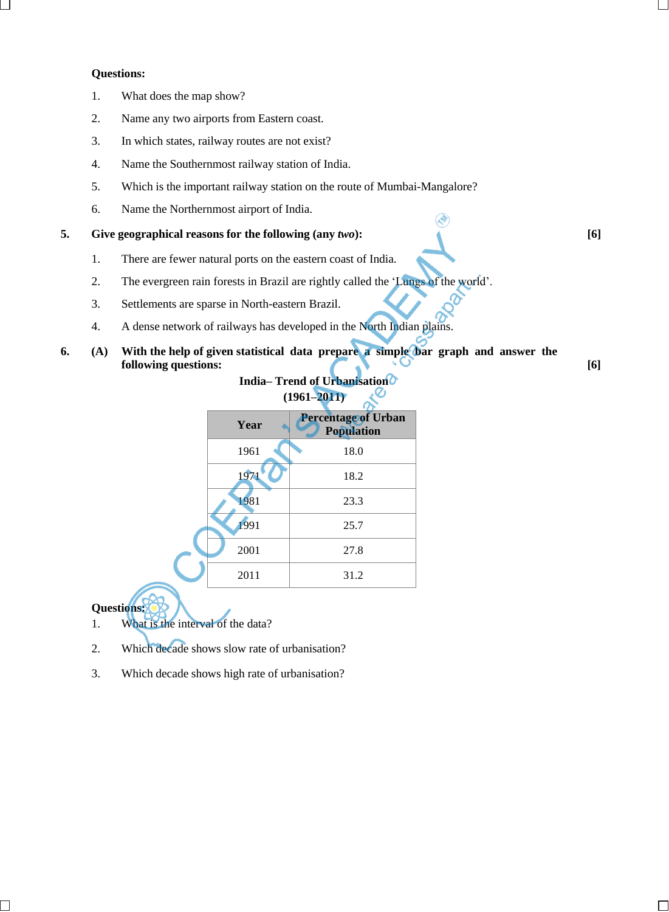**Questions:**

1. What does the map show?
2. Name any two airports from Eastern coast.
3. In which states, railway routes are not exist?
4. Name the Southernmost railway station of India.
5. Which is the important railway station on the route of Mumbai-Mangalore?
6. Name the Northernmost airport of India.

**5. Give geographical reasons for the following (any *two*):** **[6]**

1. There are fewer natural ports on the eastern coast of India.
2. The evergreen rain forests in Brazil are rightly called the 'Lungs of the world'.
3. Settlements are sparse in North-eastern Brazil.
4. A dense network of railways has developed in the North Indian plains.

**6. (A) With the help of given statistical data prepare a simple bar graph and answer the following questions:** **[6]**

**India– Trend of Urbanisation (1961–2011)**

| Year | Percentage of Urban Population |
|---|---|
| 1961 | 18.0 |
| 1971 | 18.2 |
| 1981 | 23.3 |
| 1991 | 25.7 |
| 2001 | 27.8 |
| 2011 | 31.2 |

**Questions:**

1. What is the interval of the data?
2. Which decade shows slow rate of urbanisation?
3. Which decade shows high rate of urbanisation?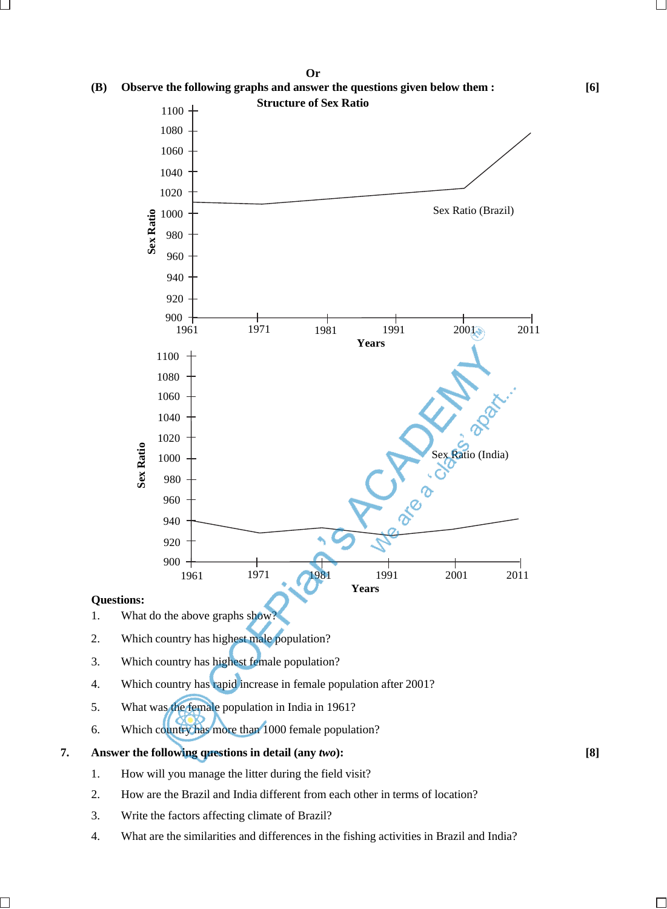Or

**(B) Observe the following graphs and answer the questions given below them :** **[6]**

**Structure of Sex Ratio**

Sex Ratio

1100
1080
1060
1040
1020
1000
980
960
940
920
900

1961 1971 1981 1991 2001 2011

Years

Sex Ratio (Brazil)

Sex Ratio

1100
1080
1060
1040
1020
1000
980
960
940
920
900

1961 1971 1981 1991 2001 2011

Years

Sex Ratio (India)

**Questions:**

1. What do the above graphs show?
2. Which country has highest male population?
3. Which country has highest female population?
4. Which country has rapid increase in female population after 2001?
5. What was the female population in India in 1961?
6. Which country has more than 1000 female population?

**7. Answer the following questions in detail (any *two*):** **[8]**

1. How will you manage the litter during the field visit?
2. How are the Brazil and India different from each other in terms of location?
3. Write the factors affecting climate of Brazil?
4. What are the similarities and differences in the fishing activities in Brazil and India?